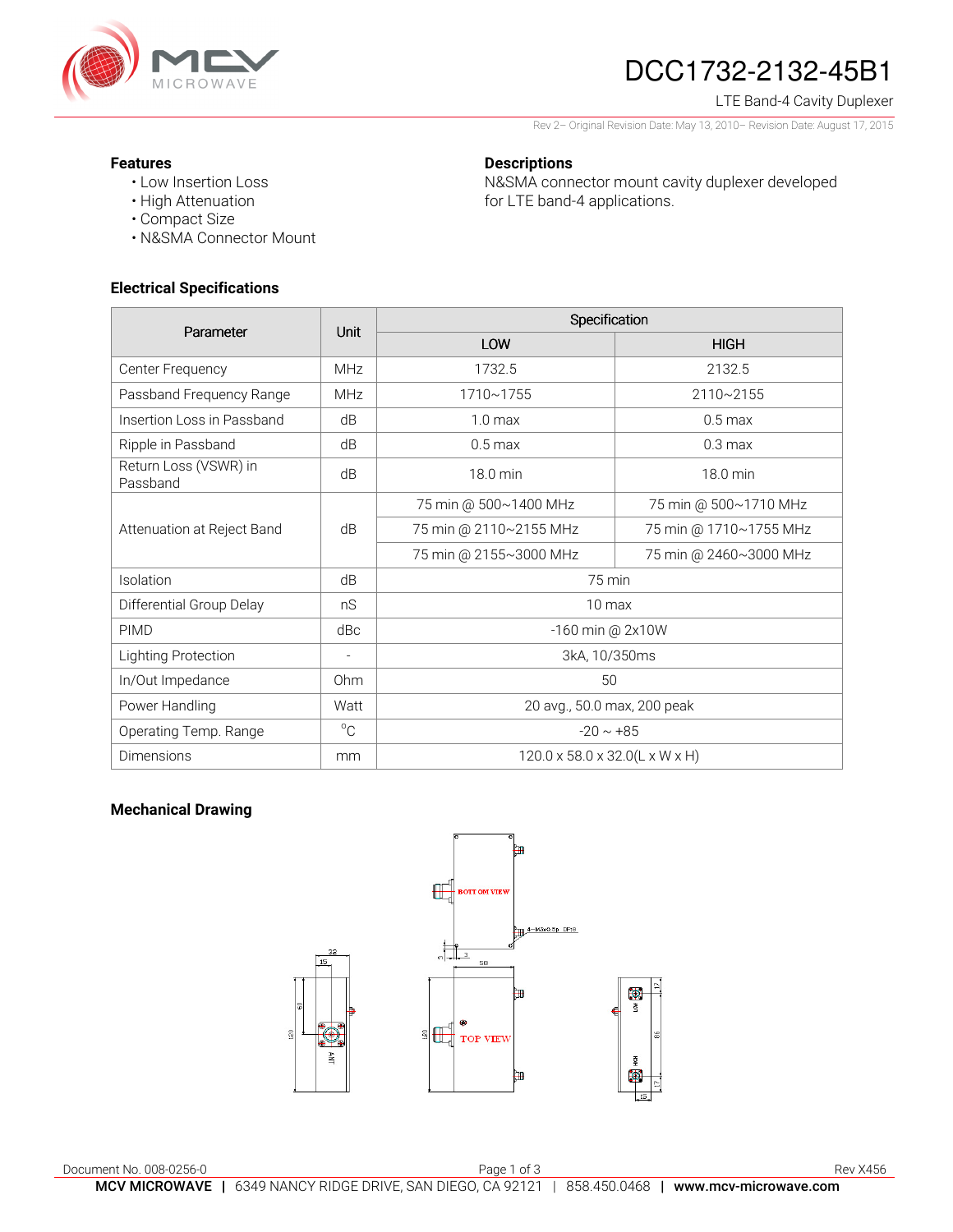# DCC1732-2132-45B1

LTE Band-4 Cavity Duplexer

Rev 2– Original Revision Date: May 13, 2010– Revision Date: August 17, 2015

**Features**
- Low Insertion Loss
- High Attenuation
- Compact Size
- N&SMA Connector Mount

**Descriptions**

N&SMA connector mount cavity duplexer developed for LTE band-4 applications.

## Electrical Specifications

| Parameter | Unit | Specification | |
|---|---|---|---|
| | | LOW | HIGH |
| Center Frequency | MHz | 1732.5 | 2132.5 |
| Passband Frequency Range | MHz | 1710~1755 | 2110~2155 |
| Insertion Loss in Passband | dB | 1.0 max | 0.5 max |
| Ripple in Passband | dB | 0.5 max | 0.3 max |
| Return Loss (VSWR) in Passband | dB | 18.0 min | 18.0 min |
| Attenuation at Reject Band | dB | 75 min @ 500~1400 MHz | 75 min @ 500~1710 MHz |
| | | 75 min @ 2110~2155 MHz | 75 min @ 1710~1755 MHz |
| | | 75 min @ 2155~3000 MHz | 75 min @ 2460~3000 MHz |
| Isolation | dB | 75 min | |
| Differential Group Delay | nS | 10 max | |
| PIMD | dBc | -160 min @ 2x10W | |
| Lighting Protection | - | 3kA, 10/350ms | |
| In/Out Impedance | Ohm | 50 | |
| Power Handling | Watt | 20 avg., 50.0 max, 200 peak | |
| Operating Temp. Range | °C | -20 ~ +85 | |
| Dimensions | mm | 120.0 x 58.0 x 32.0(L x W x H) | |

## Mechanical Drawing

BOTTOM VIEW

TOP VIEW

Document No. 008-0256-0

Rev X456

**MCV MICROWAVE** | 6349 NANCY RIDGE DRIVE, SAN DIEGO, CA 92121 | 858.450.0468 | **www.mcv-microwave.com**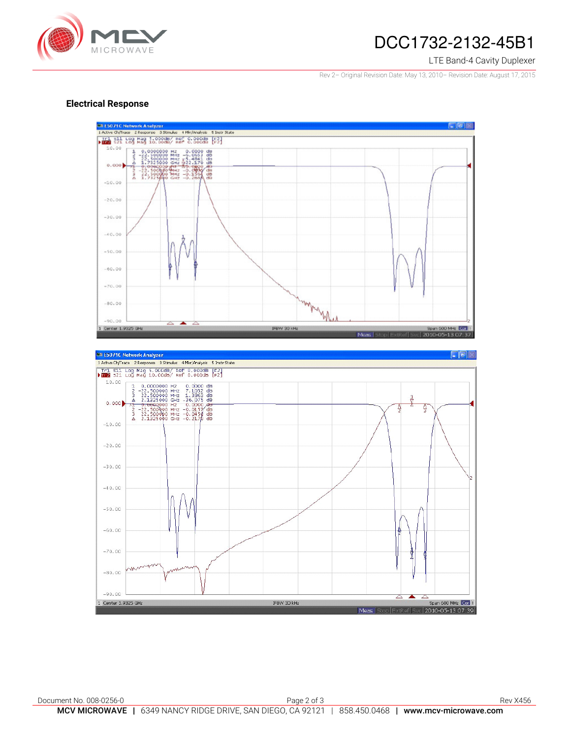## Electrical Response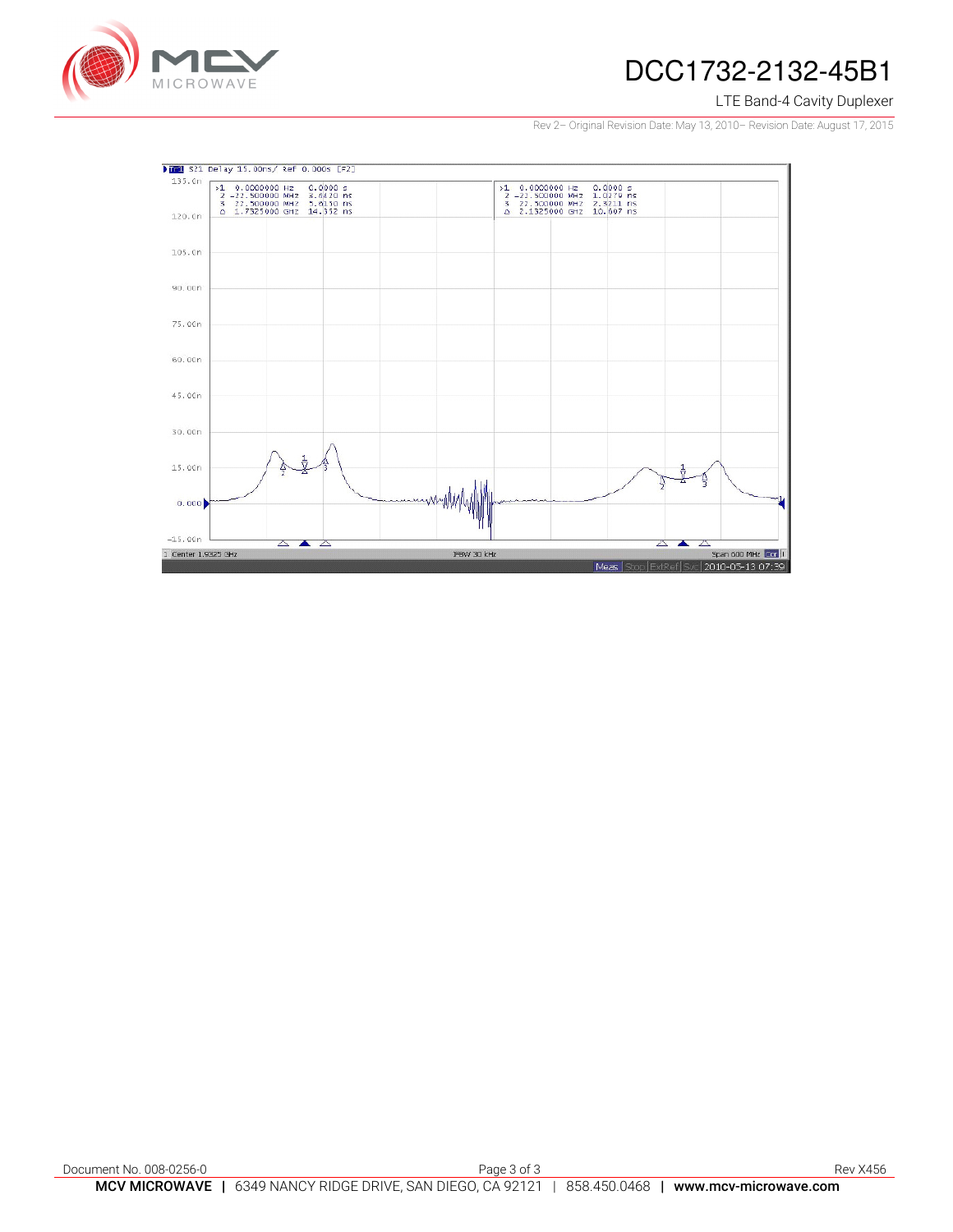# DCC1732-2132-45B1

LTE Band-4 Cavity Duplexer

Rev 2– Original Revision Date: May 13, 2010– Revision Date: August 17, 2015

Tr1 S21 Delay 15.00ns/ Ref 0.000s [F2]

135.0n
120.0n
105.0n
90.00n
75.00n
60.00n
45.00n
30.00n
15.00n
0.000
-15.00n

>1 0.0000000 Hz 0.0000 s
2 -22.500000 MHz 3.6420 ns
3 22.500000 MHz 5.8150 ns
Δ 1.7325000 GHz 14.352 ns

>1 0.0000000 Hz 0.0000 s
2 -22.500000 MHz 1.0279 ns
3 22.500000 MHz 2.3211 ns
Δ 2.1325000 GHz 10.607 ns

1 Center 1.9325 GHz IFBW 30 kHz Span 600 MHz

Meas Stop ExtRef Svc 2010-05-13 07:39